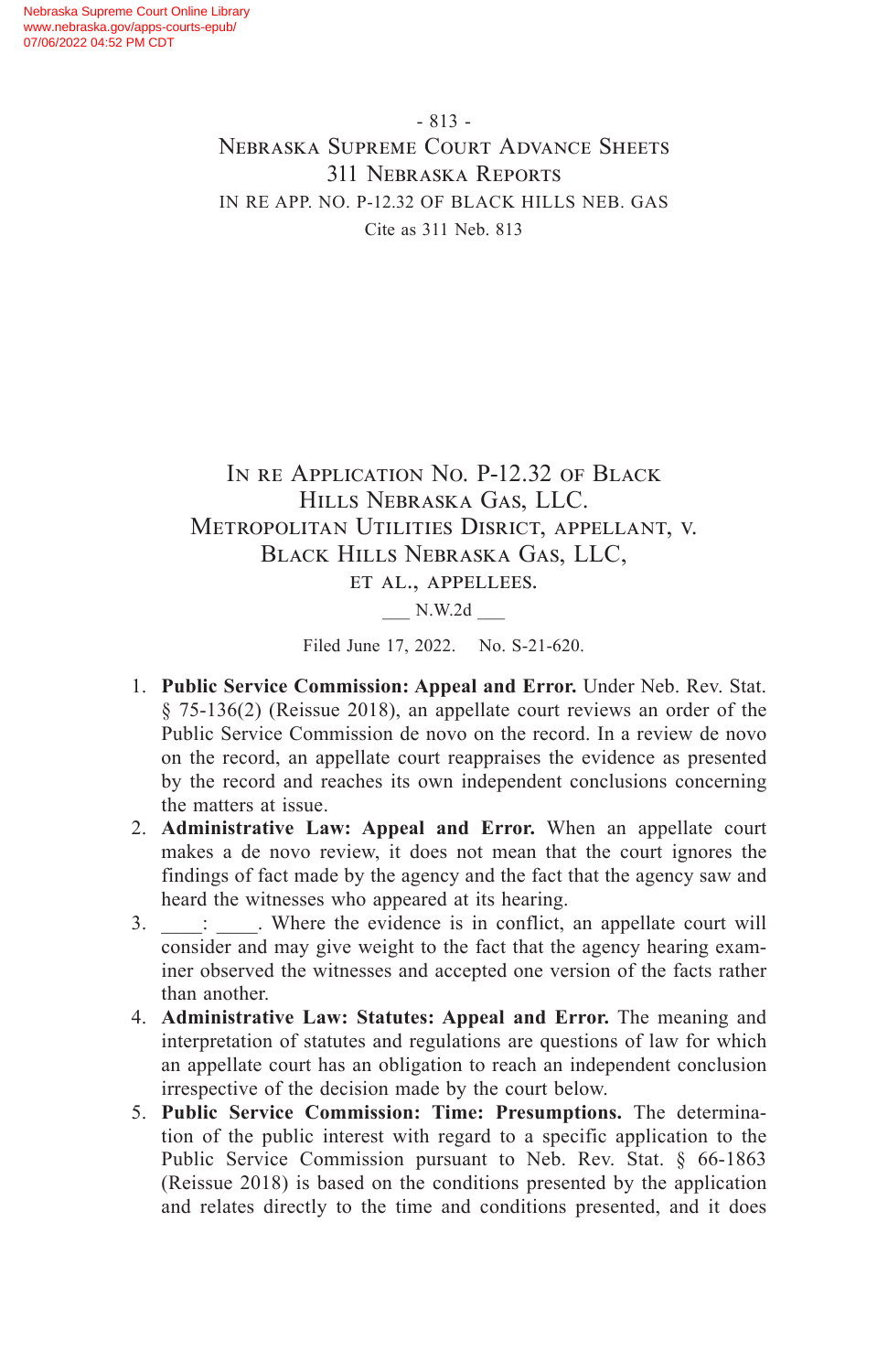# In re Application No. P-12.32 of Black Hills Nebraska Gas, LLC. Metropolitan Utilities Disrict, appellant, v. Black Hills Nebraska Gas, LLC, et al., appellees.

___ N.W.2d ___

Filed June 17, 2022. No. S-21-620.

1. **Public Service Commission: Appeal and Error.** Under Neb. Rev. Stat. § 75-136(2) (Reissue 2018), an appellate court reviews an order of the Public Service Commission de novo on the record. In a review de novo on the record, an appellate court reappraises the evidence as presented by the record and reaches its own independent conclusions concerning the matters at issue.
2. **Administrative Law: Appeal and Error.** When an appellate court makes a de novo review, it does not mean that the court ignores the findings of fact made by the agency and the fact that the agency saw and heard the witnesses who appeared at its hearing.
3. ____: ____. Where the evidence is in conflict, an appellate court will consider and may give weight to the fact that the agency hearing examiner observed the witnesses and accepted one version of the facts rather than another.
4. **Administrative Law: Statutes: Appeal and Error.** The meaning and interpretation of statutes and regulations are questions of law for which an appellate court has an obligation to reach an independent conclusion irrespective of the decision made by the court below.
5. **Public Service Commission: Time: Presumptions.** The determination of the public interest with regard to a specific application to the Public Service Commission pursuant to Neb. Rev. Stat. § 66-1863 (Reissue 2018) is based on the conditions presented by the application and relates directly to the time and conditions presented, and it does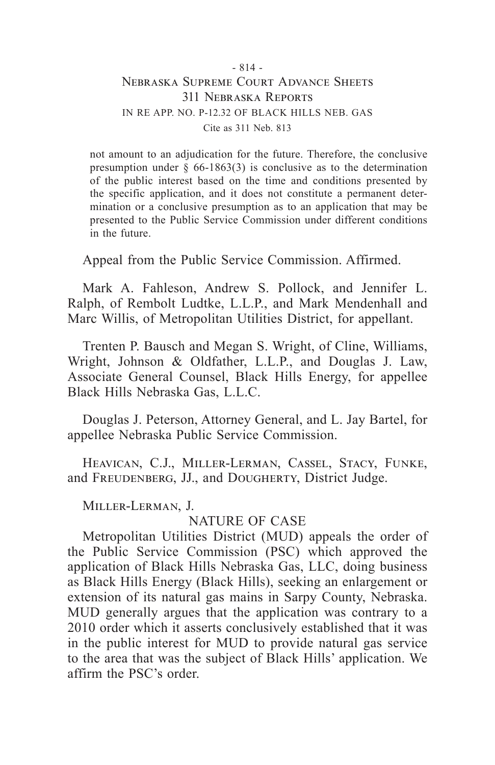not amount to an adjudication for the future. Therefore, the conclusive presumption under § 66-1863(3) is conclusive as to the determination of the public interest based on the time and conditions presented by the specific application, and it does not constitute a permanent determination or a conclusive presumption as to an application that may be presented to the Public Service Commission under different conditions in the future.

Appeal from the Public Service Commission. Affirmed.

Mark A. Fahleson, Andrew S. Pollock, and Jennifer L. Ralph, of Rembolt Ludtke, L.L.P., and Mark Mendenhall and Marc Willis, of Metropolitan Utilities District, for appellant.

Trenten P. Bausch and Megan S. Wright, of Cline, Williams, Wright, Johnson & Oldfather, L.L.P., and Douglas J. Law, Associate General Counsel, Black Hills Energy, for appellee Black Hills Nebraska Gas, L.L.C.

Douglas J. Peterson, Attorney General, and L. Jay Bartel, for appellee Nebraska Public Service Commission.

Heavican, C.J., Miller-Lerman, Cassel, Stacy, Funke, and Freudenberg, JJ., and Dougherty, District Judge.

Miller-Lerman, J.

## NATURE OF CASE

Metropolitan Utilities District (MUD) appeals the order of the Public Service Commission (PSC) which approved the application of Black Hills Nebraska Gas, LLC, doing business as Black Hills Energy (Black Hills), seeking an enlargement or extension of its natural gas mains in Sarpy County, Nebraska. MUD generally argues that the application was contrary to a 2010 order which it asserts conclusively established that it was in the public interest for MUD to provide natural gas service to the area that was the subject of Black Hills' application. We affirm the PSC's order.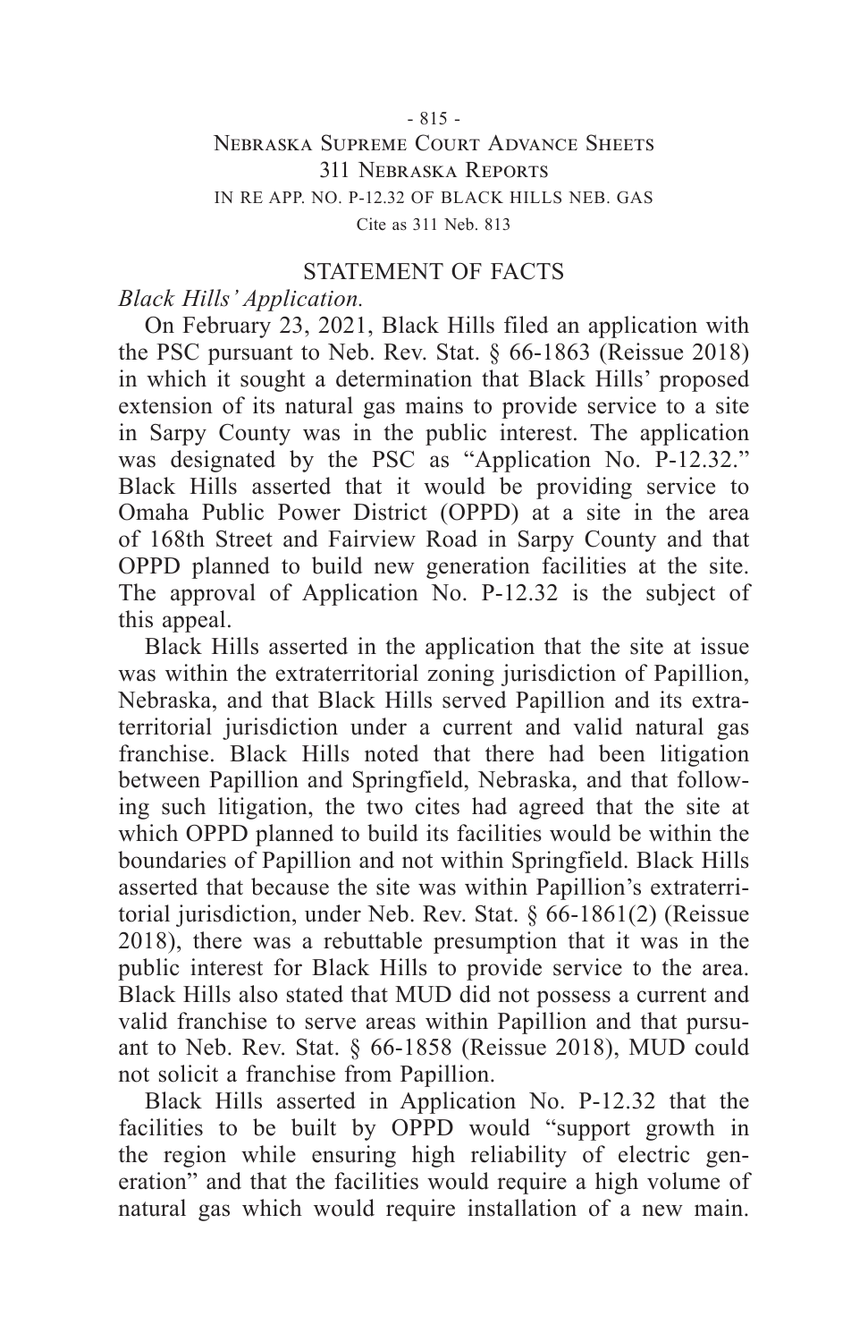## STATEMENT OF FACTS

*Black Hills' Application.*

On February 23, 2021, Black Hills filed an application with the PSC pursuant to Neb. Rev. Stat. § 66-1863 (Reissue 2018) in which it sought a determination that Black Hills' proposed extension of its natural gas mains to provide service to a site in Sarpy County was in the public interest. The application was designated by the PSC as "Application No. P-12.32." Black Hills asserted that it would be providing service to Omaha Public Power District (OPPD) at a site in the area of 168th Street and Fairview Road in Sarpy County and that OPPD planned to build new generation facilities at the site. The approval of Application No. P-12.32 is the subject of this appeal.

Black Hills asserted in the application that the site at issue was within the extraterritorial zoning jurisdiction of Papillion, Nebraska, and that Black Hills served Papillion and its extraterritorial jurisdiction under a current and valid natural gas franchise. Black Hills noted that there had been litigation between Papillion and Springfield, Nebraska, and that following such litigation, the two cites had agreed that the site at which OPPD planned to build its facilities would be within the boundaries of Papillion and not within Springfield. Black Hills asserted that because the site was within Papillion's extraterritorial jurisdiction, under Neb. Rev. Stat. § 66-1861(2) (Reissue 2018), there was a rebuttable presumption that it was in the public interest for Black Hills to provide service to the area. Black Hills also stated that MUD did not possess a current and valid franchise to serve areas within Papillion and that pursuant to Neb. Rev. Stat. § 66-1858 (Reissue 2018), MUD could not solicit a franchise from Papillion.

Black Hills asserted in Application No. P-12.32 that the facilities to be built by OPPD would "support growth in the region while ensuring high reliability of electric generation" and that the facilities would require a high volume of natural gas which would require installation of a new main.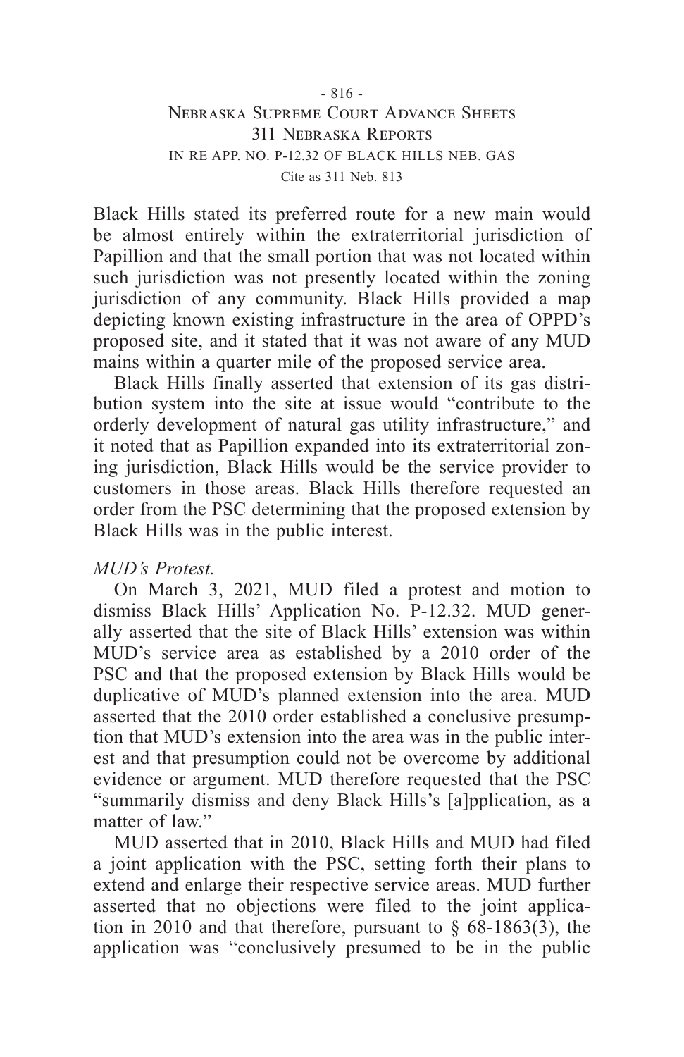Black Hills stated its preferred route for a new main would be almost entirely within the extraterritorial jurisdiction of Papillion and that the small portion that was not located within such jurisdiction was not presently located within the zoning jurisdiction of any community. Black Hills provided a map depicting known existing infrastructure in the area of OPPD's proposed site, and it stated that it was not aware of any MUD mains within a quarter mile of the proposed service area.

Black Hills finally asserted that extension of its gas distribution system into the site at issue would "contribute to the orderly development of natural gas utility infrastructure," and it noted that as Papillion expanded into its extraterritorial zoning jurisdiction, Black Hills would be the service provider to customers in those areas. Black Hills therefore requested an order from the PSC determining that the proposed extension by Black Hills was in the public interest.

*MUD's Protest.*

On March 3, 2021, MUD filed a protest and motion to dismiss Black Hills' Application No. P-12.32. MUD generally asserted that the site of Black Hills' extension was within MUD's service area as established by a 2010 order of the PSC and that the proposed extension by Black Hills would be duplicative of MUD's planned extension into the area. MUD asserted that the 2010 order established a conclusive presumption that MUD's extension into the area was in the public interest and that presumption could not be overcome by additional evidence or argument. MUD therefore requested that the PSC "summarily dismiss and deny Black Hills's [a]pplication, as a matter of law."

MUD asserted that in 2010, Black Hills and MUD had filed a joint application with the PSC, setting forth their plans to extend and enlarge their respective service areas. MUD further asserted that no objections were filed to the joint application in 2010 and that therefore, pursuant to § 68-1863(3), the application was "conclusively presumed to be in the public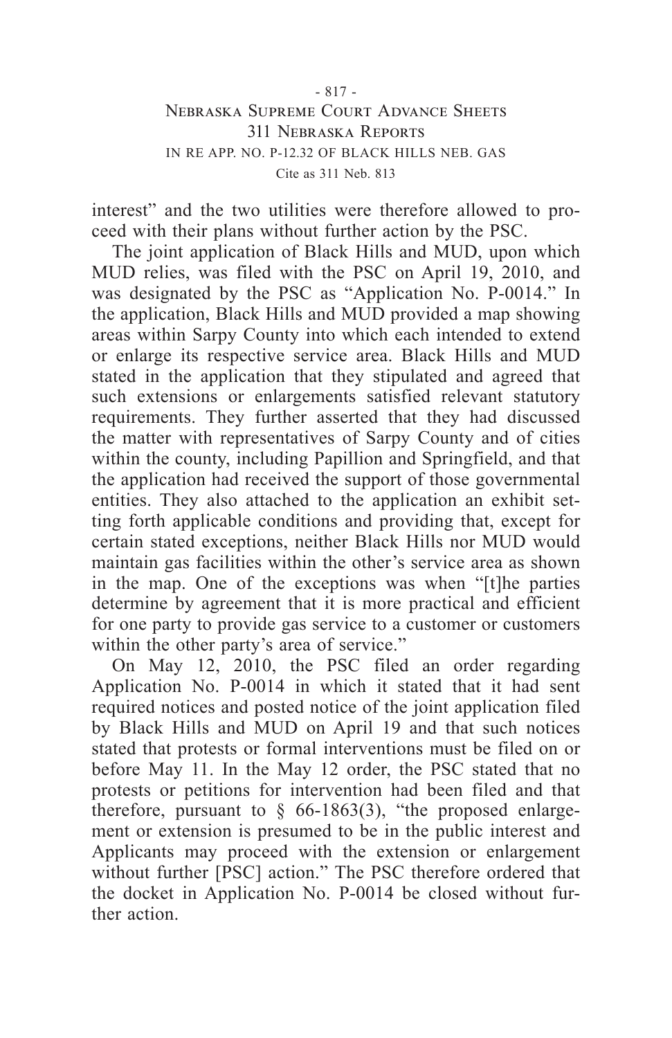interest" and the two utilities were therefore allowed to proceed with their plans without further action by the PSC.

The joint application of Black Hills and MUD, upon which MUD relies, was filed with the PSC on April 19, 2010, and was designated by the PSC as "Application No. P-0014." In the application, Black Hills and MUD provided a map showing areas within Sarpy County into which each intended to extend or enlarge its respective service area. Black Hills and MUD stated in the application that they stipulated and agreed that such extensions or enlargements satisfied relevant statutory requirements. They further asserted that they had discussed the matter with representatives of Sarpy County and of cities within the county, including Papillion and Springfield, and that the application had received the support of those governmental entities. They also attached to the application an exhibit setting forth applicable conditions and providing that, except for certain stated exceptions, neither Black Hills nor MUD would maintain gas facilities within the other's service area as shown in the map. One of the exceptions was when "[t]he parties determine by agreement that it is more practical and efficient for one party to provide gas service to a customer or customers within the other party's area of service."

On May 12, 2010, the PSC filed an order regarding Application No. P-0014 in which it stated that it had sent required notices and posted notice of the joint application filed by Black Hills and MUD on April 19 and that such notices stated that protests or formal interventions must be filed on or before May 11. In the May 12 order, the PSC stated that no protests or petitions for intervention had been filed and that therefore, pursuant to § 66-1863(3), "the proposed enlargement or extension is presumed to be in the public interest and Applicants may proceed with the extension or enlargement without further [PSC] action." The PSC therefore ordered that the docket in Application No. P-0014 be closed without further action.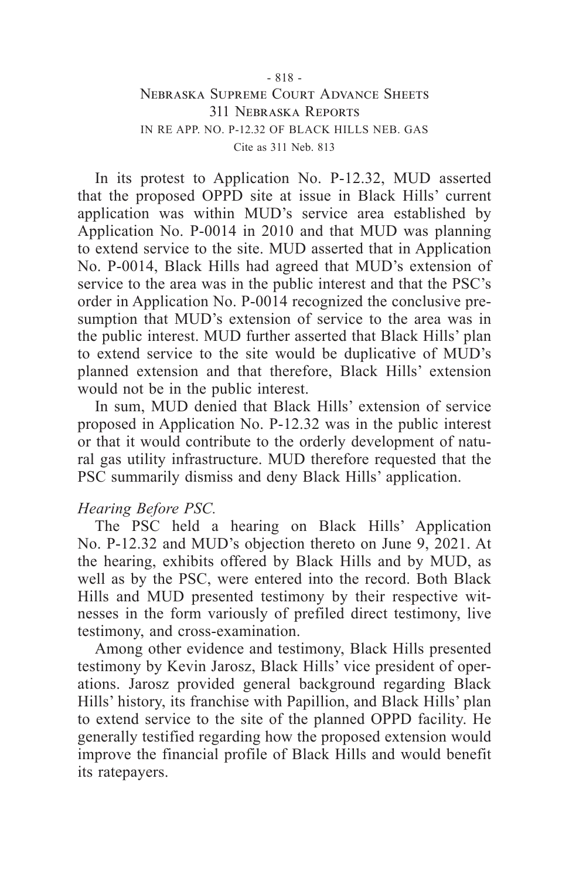In its protest to Application No. P-12.32, MUD asserted that the proposed OPPD site at issue in Black Hills' current application was within MUD's service area established by Application No. P-0014 in 2010 and that MUD was planning to extend service to the site. MUD asserted that in Application No. P-0014, Black Hills had agreed that MUD's extension of service to the area was in the public interest and that the PSC's order in Application No. P-0014 recognized the conclusive presumption that MUD's extension of service to the area was in the public interest. MUD further asserted that Black Hills' plan to extend service to the site would be duplicative of MUD's planned extension and that therefore, Black Hills' extension would not be in the public interest.

In sum, MUD denied that Black Hills' extension of service proposed in Application No. P-12.32 was in the public interest or that it would contribute to the orderly development of natural gas utility infrastructure. MUD therefore requested that the PSC summarily dismiss and deny Black Hills' application.

*Hearing Before PSC.*

The PSC held a hearing on Black Hills' Application No. P-12.32 and MUD's objection thereto on June 9, 2021. At the hearing, exhibits offered by Black Hills and by MUD, as well as by the PSC, were entered into the record. Both Black Hills and MUD presented testimony by their respective witnesses in the form variously of prefiled direct testimony, live testimony, and cross-examination.

Among other evidence and testimony, Black Hills presented testimony by Kevin Jarosz, Black Hills' vice president of operations. Jarosz provided general background regarding Black Hills' history, its franchise with Papillion, and Black Hills' plan to extend service to the site of the planned OPPD facility. He generally testified regarding how the proposed extension would improve the financial profile of Black Hills and would benefit its ratepayers.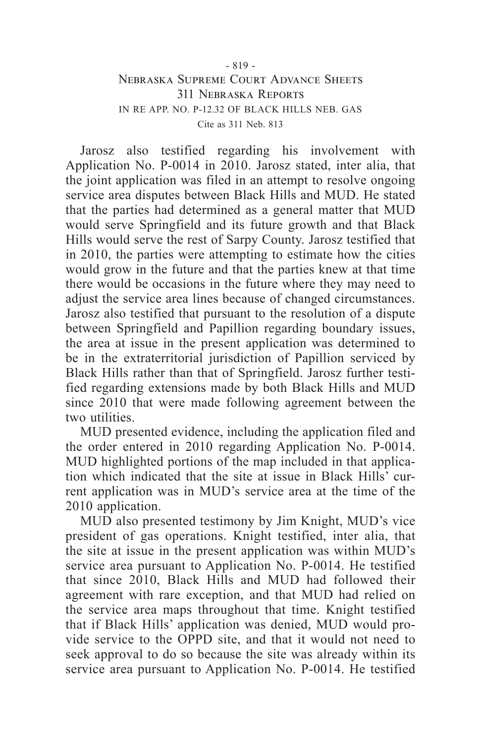Jarosz also testified regarding his involvement with Application No. P-0014 in 2010. Jarosz stated, inter alia, that the joint application was filed in an attempt to resolve ongoing service area disputes between Black Hills and MUD. He stated that the parties had determined as a general matter that MUD would serve Springfield and its future growth and that Black Hills would serve the rest of Sarpy County. Jarosz testified that in 2010, the parties were attempting to estimate how the cities would grow in the future and that the parties knew at that time there would be occasions in the future where they may need to adjust the service area lines because of changed circumstances. Jarosz also testified that pursuant to the resolution of a dispute between Springfield and Papillion regarding boundary issues, the area at issue in the present application was determined to be in the extraterritorial jurisdiction of Papillion serviced by Black Hills rather than that of Springfield. Jarosz further testified regarding extensions made by both Black Hills and MUD since 2010 that were made following agreement between the two utilities.

MUD presented evidence, including the application filed and the order entered in 2010 regarding Application No. P-0014. MUD highlighted portions of the map included in that application which indicated that the site at issue in Black Hills' current application was in MUD's service area at the time of the 2010 application.

MUD also presented testimony by Jim Knight, MUD's vice president of gas operations. Knight testified, inter alia, that the site at issue in the present application was within MUD's service area pursuant to Application No. P-0014. He testified that since 2010, Black Hills and MUD had followed their agreement with rare exception, and that MUD had relied on the service area maps throughout that time. Knight testified that if Black Hills' application was denied, MUD would provide service to the OPPD site, and that it would not need to seek approval to do so because the site was already within its service area pursuant to Application No. P-0014. He testified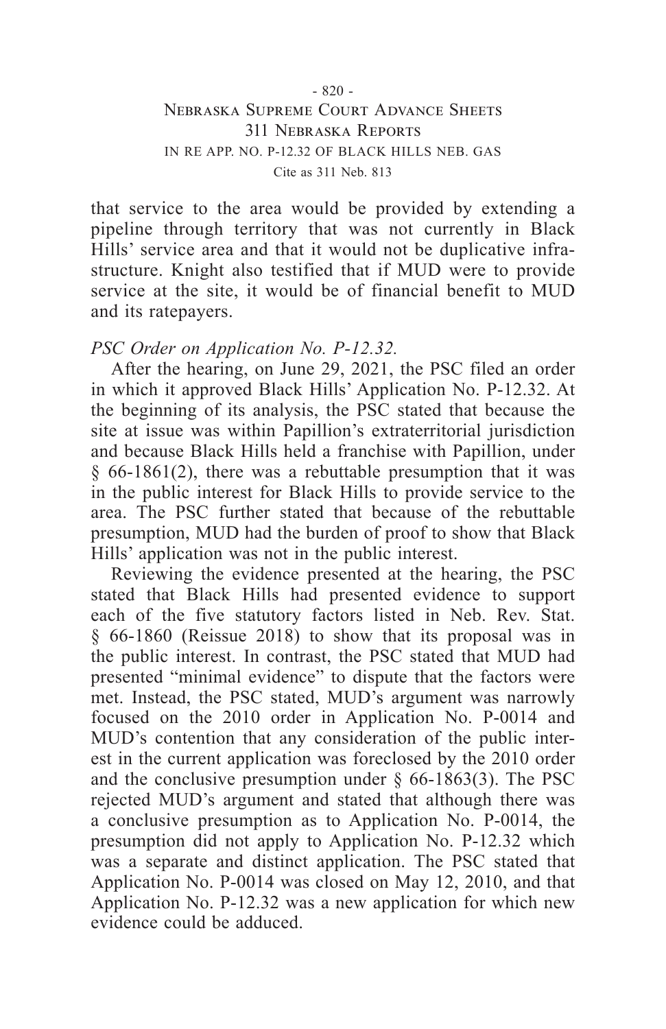that service to the area would be provided by extending a pipeline through territory that was not currently in Black Hills' service area and that it would not be duplicative infrastructure. Knight also testified that if MUD were to provide service at the site, it would be of financial benefit to MUD and its ratepayers.

*PSC Order on Application No. P-12.32.*

After the hearing, on June 29, 2021, the PSC filed an order in which it approved Black Hills' Application No. P-12.32. At the beginning of its analysis, the PSC stated that because the site at issue was within Papillion's extraterritorial jurisdiction and because Black Hills held a franchise with Papillion, under § 66-1861(2), there was a rebuttable presumption that it was in the public interest for Black Hills to provide service to the area. The PSC further stated that because of the rebuttable presumption, MUD had the burden of proof to show that Black Hills' application was not in the public interest.

Reviewing the evidence presented at the hearing, the PSC stated that Black Hills had presented evidence to support each of the five statutory factors listed in Neb. Rev. Stat. § 66-1860 (Reissue 2018) to show that its proposal was in the public interest. In contrast, the PSC stated that MUD had presented "minimal evidence" to dispute that the factors were met. Instead, the PSC stated, MUD's argument was narrowly focused on the 2010 order in Application No. P-0014 and MUD's contention that any consideration of the public interest in the current application was foreclosed by the 2010 order and the conclusive presumption under § 66-1863(3). The PSC rejected MUD's argument and stated that although there was a conclusive presumption as to Application No. P-0014, the presumption did not apply to Application No. P-12.32 which was a separate and distinct application. The PSC stated that Application No. P-0014 was closed on May 12, 2010, and that Application No. P-12.32 was a new application for which new evidence could be adduced.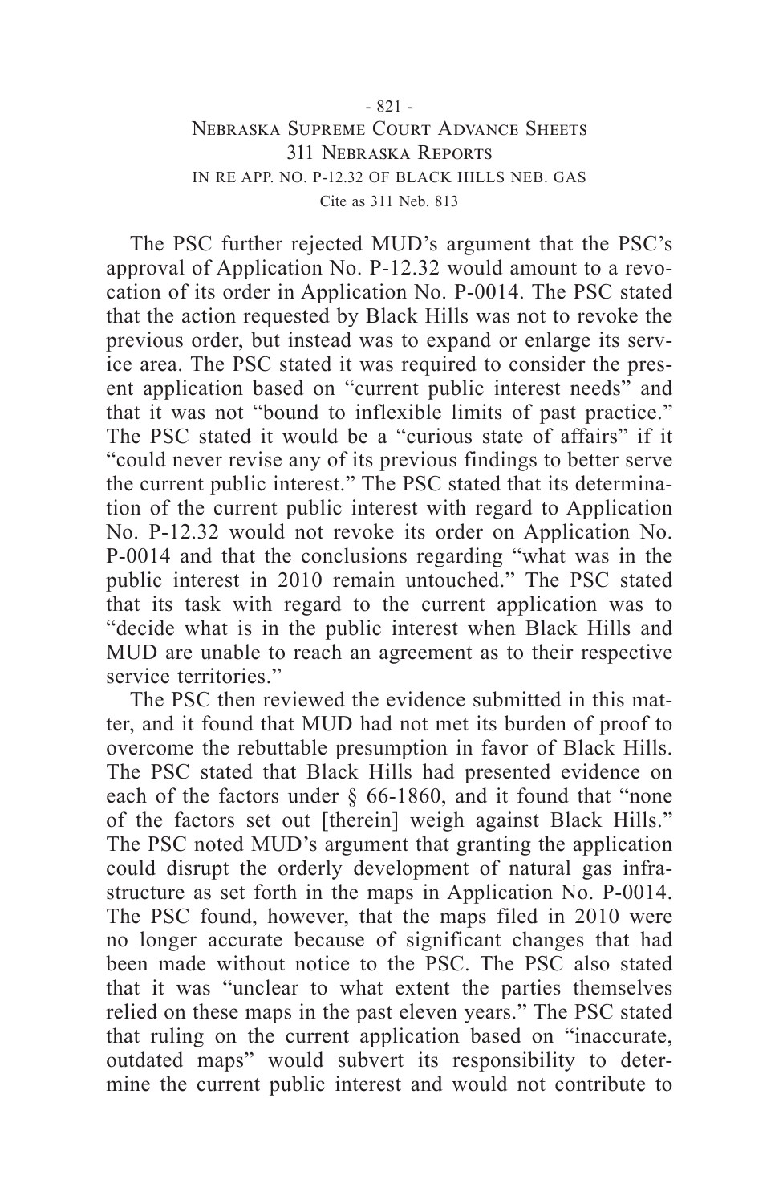The PSC further rejected MUD's argument that the PSC's approval of Application No. P-12.32 would amount to a revocation of its order in Application No. P-0014. The PSC stated that the action requested by Black Hills was not to revoke the previous order, but instead was to expand or enlarge its service area. The PSC stated it was required to consider the present application based on "current public interest needs" and that it was not "bound to inflexible limits of past practice." The PSC stated it would be a "curious state of affairs" if it "could never revise any of its previous findings to better serve the current public interest." The PSC stated that its determination of the current public interest with regard to Application No. P-12.32 would not revoke its order on Application No. P-0014 and that the conclusions regarding "what was in the public interest in 2010 remain untouched." The PSC stated that its task with regard to the current application was to "decide what is in the public interest when Black Hills and MUD are unable to reach an agreement as to their respective service territories."

The PSC then reviewed the evidence submitted in this matter, and it found that MUD had not met its burden of proof to overcome the rebuttable presumption in favor of Black Hills. The PSC stated that Black Hills had presented evidence on each of the factors under § 66-1860, and it found that "none of the factors set out [therein] weigh against Black Hills." The PSC noted MUD's argument that granting the application could disrupt the orderly development of natural gas infrastructure as set forth in the maps in Application No. P-0014. The PSC found, however, that the maps filed in 2010 were no longer accurate because of significant changes that had been made without notice to the PSC. The PSC also stated that it was "unclear to what extent the parties themselves relied on these maps in the past eleven years." The PSC stated that ruling on the current application based on "inaccurate, outdated maps" would subvert its responsibility to determine the current public interest and would not contribute to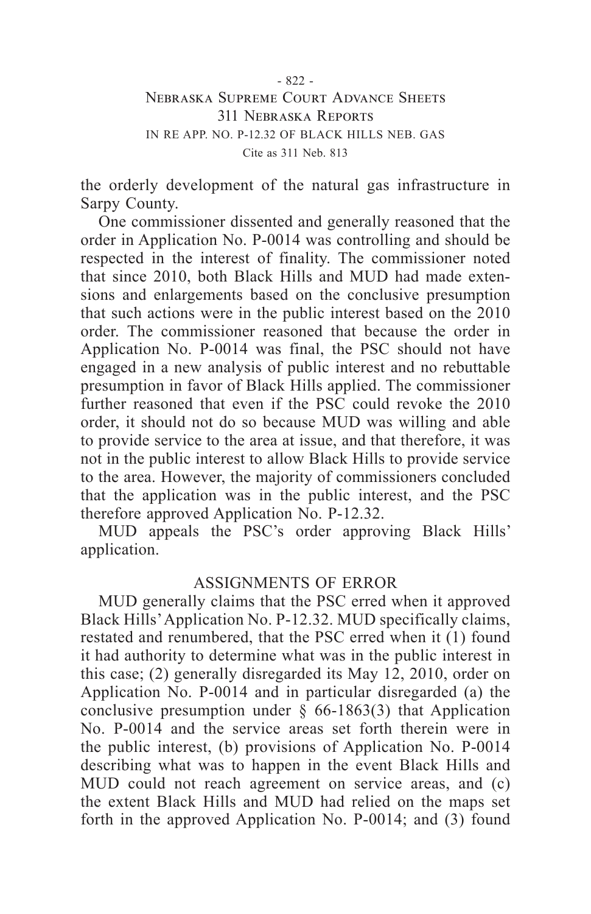the orderly development of the natural gas infrastructure in Sarpy County.

One commissioner dissented and generally reasoned that the order in Application No. P-0014 was controlling and should be respected in the interest of finality. The commissioner noted that since 2010, both Black Hills and MUD had made extensions and enlargements based on the conclusive presumption that such actions were in the public interest based on the 2010 order. The commissioner reasoned that because the order in Application No. P-0014 was final, the PSC should not have engaged in a new analysis of public interest and no rebuttable presumption in favor of Black Hills applied. The commissioner further reasoned that even if the PSC could revoke the 2010 order, it should not do so because MUD was willing and able to provide service to the area at issue, and that therefore, it was not in the public interest to allow Black Hills to provide service to the area. However, the majority of commissioners concluded that the application was in the public interest, and the PSC therefore approved Application No. P-12.32.

MUD appeals the PSC's order approving Black Hills' application.

## ASSIGNMENTS OF ERROR

MUD generally claims that the PSC erred when it approved Black Hills' Application No. P-12.32. MUD specifically claims, restated and renumbered, that the PSC erred when it (1) found it had authority to determine what was in the public interest in this case; (2) generally disregarded its May 12, 2010, order on Application No. P-0014 and in particular disregarded (a) the conclusive presumption under § 66-1863(3) that Application No. P-0014 and the service areas set forth therein were in the public interest, (b) provisions of Application No. P-0014 describing what was to happen in the event Black Hills and MUD could not reach agreement on service areas, and (c) the extent Black Hills and MUD had relied on the maps set forth in the approved Application No. P-0014; and (3) found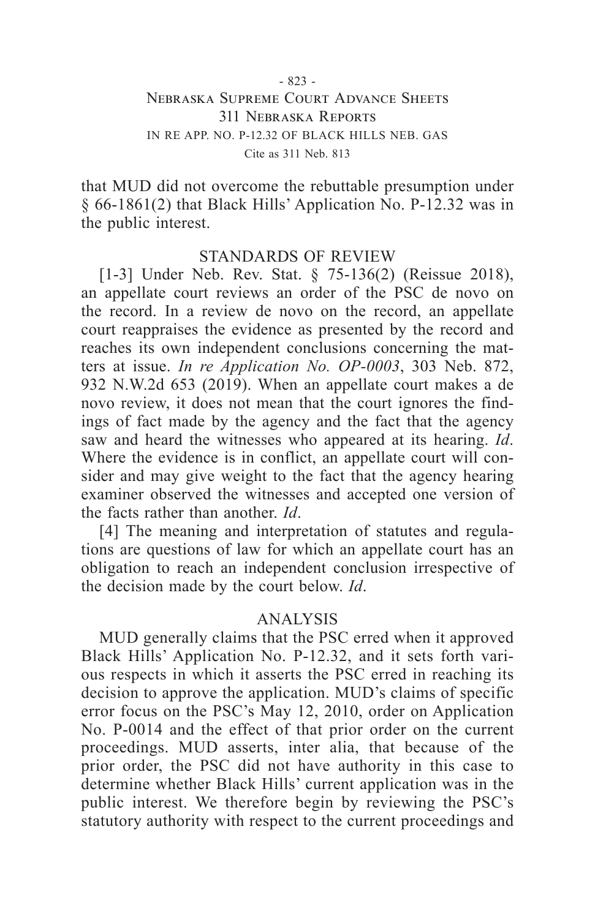that MUD did not overcome the rebuttable presumption under § 66-1861(2) that Black Hills' Application No. P-12.32 was in the public interest.

## STANDARDS OF REVIEW

[1-3] Under Neb. Rev. Stat. § 75-136(2) (Reissue 2018), an appellate court reviews an order of the PSC de novo on the record. In a review de novo on the record, an appellate court reappraises the evidence as presented by the record and reaches its own independent conclusions concerning the matters at issue. *In re Application No. OP-0003*, 303 Neb. 872, 932 N.W.2d 653 (2019). When an appellate court makes a de novo review, it does not mean that the court ignores the findings of fact made by the agency and the fact that the agency saw and heard the witnesses who appeared at its hearing. *Id*. Where the evidence is in conflict, an appellate court will consider and may give weight to the fact that the agency hearing examiner observed the witnesses and accepted one version of the facts rather than another. *Id*.

[4] The meaning and interpretation of statutes and regulations are questions of law for which an appellate court has an obligation to reach an independent conclusion irrespective of the decision made by the court below. *Id*.

## ANALYSIS

MUD generally claims that the PSC erred when it approved Black Hills' Application No. P-12.32, and it sets forth various respects in which it asserts the PSC erred in reaching its decision to approve the application. MUD's claims of specific error focus on the PSC's May 12, 2010, order on Application No. P-0014 and the effect of that prior order on the current proceedings. MUD asserts, inter alia, that because of the prior order, the PSC did not have authority in this case to determine whether Black Hills' current application was in the public interest. We therefore begin by reviewing the PSC's statutory authority with respect to the current proceedings and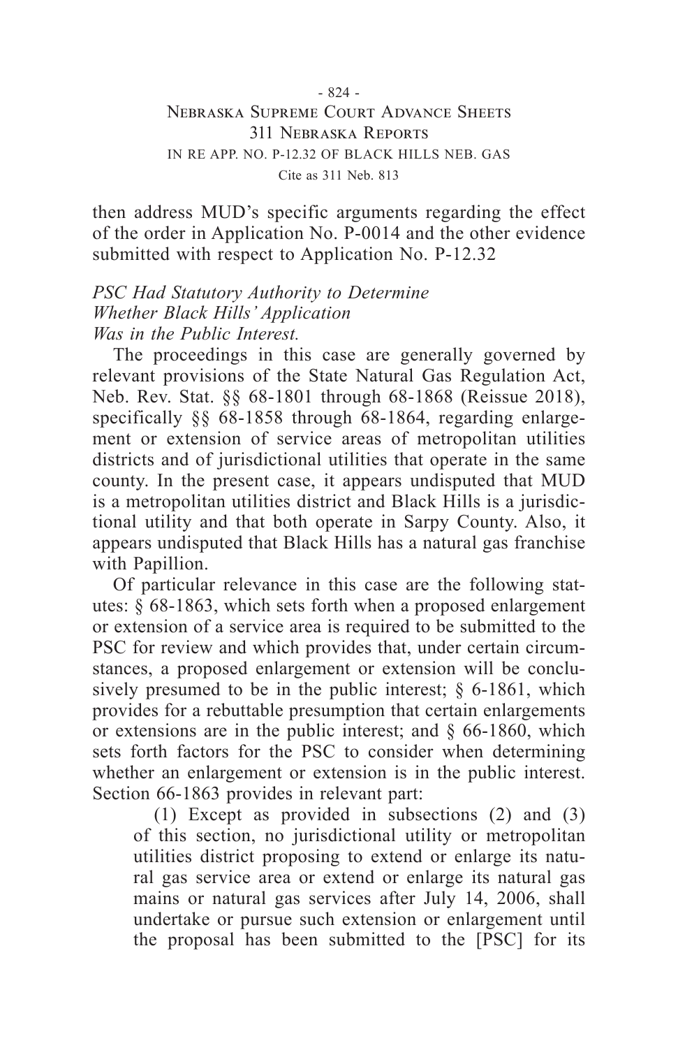then address MUD's specific arguments regarding the effect of the order in Application No. P-0014 and the other evidence submitted with respect to Application No. P-12.32

*PSC Had Statutory Authority to Determine Whether Black Hills' Application Was in the Public Interest.*

The proceedings in this case are generally governed by relevant provisions of the State Natural Gas Regulation Act, Neb. Rev. Stat. §§ 68-1801 through 68-1868 (Reissue 2018), specifically §§ 68-1858 through 68-1864, regarding enlargement or extension of service areas of metropolitan utilities districts and of jurisdictional utilities that operate in the same county. In the present case, it appears undisputed that MUD is a metropolitan utilities district and Black Hills is a jurisdictional utility and that both operate in Sarpy County. Also, it appears undisputed that Black Hills has a natural gas franchise with Papillion.

Of particular relevance in this case are the following statutes: § 68-1863, which sets forth when a proposed enlargement or extension of a service area is required to be submitted to the PSC for review and which provides that, under certain circumstances, a proposed enlargement or extension will be conclusively presumed to be in the public interest; § 6-1861, which provides for a rebuttable presumption that certain enlargements or extensions are in the public interest; and § 66-1860, which sets forth factors for the PSC to consider when determining whether an enlargement or extension is in the public interest. Section 66-1863 provides in relevant part:

> (1) Except as provided in subsections (2) and (3) of this section, no jurisdictional utility or metropolitan utilities district proposing to extend or enlarge its natural gas service area or extend or enlarge its natural gas mains or natural gas services after July 14, 2006, shall undertake or pursue such extension or enlargement until the proposal has been submitted to the [PSC] for its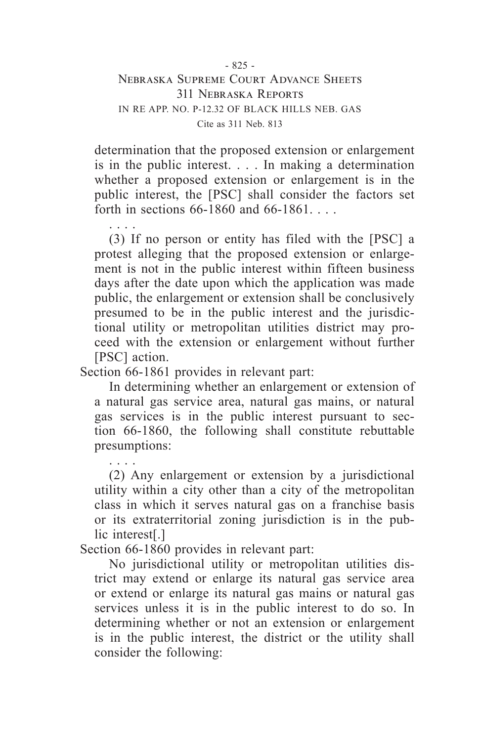> determination that the proposed extension or enlargement is in the public interest. . . . In making a determination whether a proposed extension or enlargement is in the public interest, the [PSC] shall consider the factors set forth in sections 66-1860 and 66-1861. . . .
>
> . . . .
>
> (3) If no person or entity has filed with the [PSC] a protest alleging that the proposed extension or enlargement is not in the public interest within fifteen business days after the date upon which the application was made public, the enlargement or extension shall be conclusively presumed to be in the public interest and the jurisdictional utility or metropolitan utilities district may proceed with the extension or enlargement without further [PSC] action.

Section 66-1861 provides in relevant part:

> In determining whether an enlargement or extension of a natural gas service area, natural gas mains, or natural gas services is in the public interest pursuant to section 66-1860, the following shall constitute rebuttable presumptions:
>
> . . . .
>
> (2) Any enlargement or extension by a jurisdictional utility within a city other than a city of the metropolitan class in which it serves natural gas on a franchise basis or its extraterritorial zoning jurisdiction is in the public interest[.]

Section 66-1860 provides in relevant part:

> No jurisdictional utility or metropolitan utilities district may extend or enlarge its natural gas service area or extend or enlarge its natural gas mains or natural gas services unless it is in the public interest to do so. In determining whether or not an extension or enlargement is in the public interest, the district or the utility shall consider the following: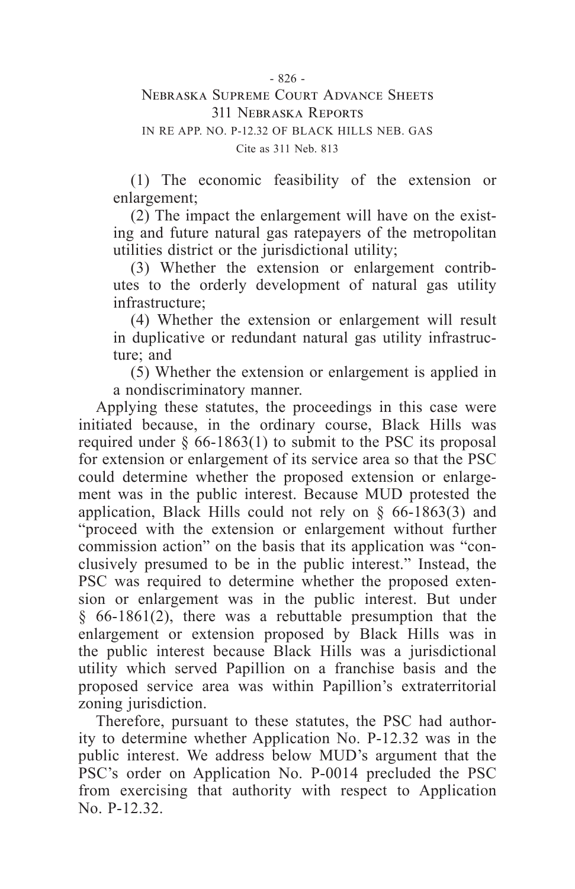(1) The economic feasibility of the extension or enlargement;

(2) The impact the enlargement will have on the existing and future natural gas ratepayers of the metropolitan utilities district or the jurisdictional utility;

(3) Whether the extension or enlargement contributes to the orderly development of natural gas utility infrastructure;

(4) Whether the extension or enlargement will result in duplicative or redundant natural gas utility infrastructure; and

(5) Whether the extension or enlargement is applied in a nondiscriminatory manner.

Applying these statutes, the proceedings in this case were initiated because, in the ordinary course, Black Hills was required under § 66-1863(1) to submit to the PSC its proposal for extension or enlargement of its service area so that the PSC could determine whether the proposed extension or enlargement was in the public interest. Because MUD protested the application, Black Hills could not rely on § 66-1863(3) and "proceed with the extension or enlargement without further commission action" on the basis that its application was "conclusively presumed to be in the public interest." Instead, the PSC was required to determine whether the proposed extension or enlargement was in the public interest. But under § 66-1861(2), there was a rebuttable presumption that the enlargement or extension proposed by Black Hills was in the public interest because Black Hills was a jurisdictional utility which served Papillion on a franchise basis and the proposed service area was within Papillion's extraterritorial zoning jurisdiction.

Therefore, pursuant to these statutes, the PSC had authority to determine whether Application No. P-12.32 was in the public interest. We address below MUD's argument that the PSC's order on Application No. P-0014 precluded the PSC from exercising that authority with respect to Application No. P-12.32.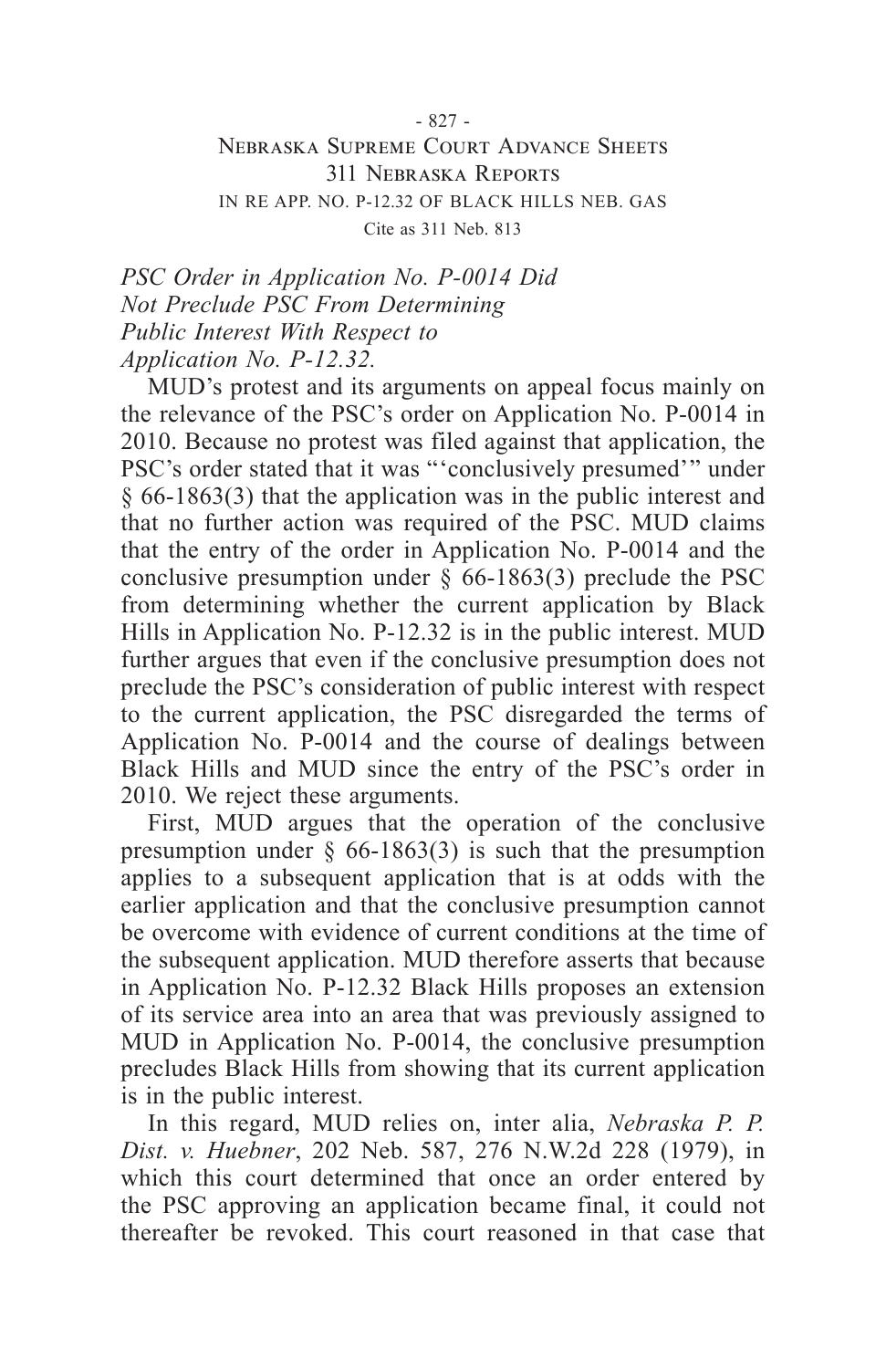*PSC Order in Application No. P-0014 Did Not Preclude PSC From Determining Public Interest With Respect to Application No. P-12.32.*

MUD's protest and its arguments on appeal focus mainly on the relevance of the PSC's order on Application No. P-0014 in 2010. Because no protest was filed against that application, the PSC's order stated that it was "'conclusively presumed'" under § 66-1863(3) that the application was in the public interest and that no further action was required of the PSC. MUD claims that the entry of the order in Application No. P-0014 and the conclusive presumption under § 66-1863(3) preclude the PSC from determining whether the current application by Black Hills in Application No. P-12.32 is in the public interest. MUD further argues that even if the conclusive presumption does not preclude the PSC's consideration of public interest with respect to the current application, the PSC disregarded the terms of Application No. P-0014 and the course of dealings between Black Hills and MUD since the entry of the PSC's order in 2010. We reject these arguments.

First, MUD argues that the operation of the conclusive presumption under § 66-1863(3) is such that the presumption applies to a subsequent application that is at odds with the earlier application and that the conclusive presumption cannot be overcome with evidence of current conditions at the time of the subsequent application. MUD therefore asserts that because in Application No. P-12.32 Black Hills proposes an extension of its service area into an area that was previously assigned to MUD in Application No. P-0014, the conclusive presumption precludes Black Hills from showing that its current application is in the public interest.

In this regard, MUD relies on, inter alia, *Nebraska P. P. Dist. v. Huebner*, 202 Neb. 587, 276 N.W.2d 228 (1979), in which this court determined that once an order entered by the PSC approving an application became final, it could not thereafter be revoked. This court reasoned in that case that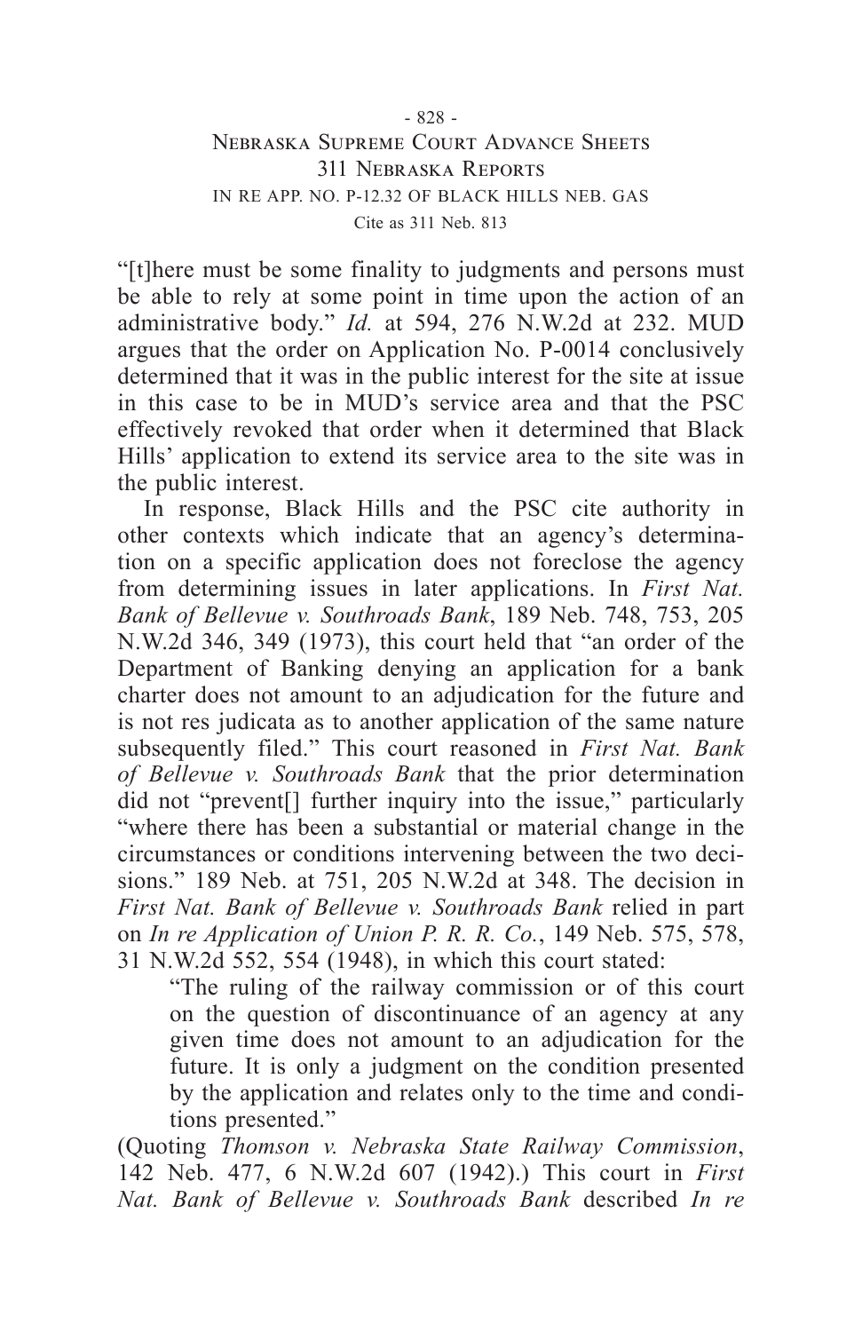"[t]here must be some finality to judgments and persons must be able to rely at some point in time upon the action of an administrative body." *Id.* at 594, 276 N.W.2d at 232. MUD argues that the order on Application No. P-0014 conclusively determined that it was in the public interest for the site at issue in this case to be in MUD's service area and that the PSC effectively revoked that order when it determined that Black Hills' application to extend its service area to the site was in the public interest.

In response, Black Hills and the PSC cite authority in other contexts which indicate that an agency's determination on a specific application does not foreclose the agency from determining issues in later applications. In *First Nat. Bank of Bellevue v. Southroads Bank*, 189 Neb. 748, 753, 205 N.W.2d 346, 349 (1973), this court held that "an order of the Department of Banking denying an application for a bank charter does not amount to an adjudication for the future and is not res judicata as to another application of the same nature subsequently filed." This court reasoned in *First Nat. Bank of Bellevue v. Southroads Bank* that the prior determination did not "prevent[] further inquiry into the issue," particularly "where there has been a substantial or material change in the circumstances or conditions intervening between the two decisions." 189 Neb. at 751, 205 N.W.2d at 348. The decision in *First Nat. Bank of Bellevue v. Southroads Bank* relied in part on *In re Application of Union P. R. R. Co.*, 149 Neb. 575, 578, 31 N.W.2d 552, 554 (1948), in which this court stated:

> "The ruling of the railway commission or of this court on the question of discontinuance of an agency at any given time does not amount to an adjudication for the future. It is only a judgment on the condition presented by the application and relates only to the time and conditions presented."

(Quoting *Thomson v. Nebraska State Railway Commission*, 142 Neb. 477, 6 N.W.2d 607 (1942).) This court in *First Nat. Bank of Bellevue v. Southroads Bank* described *In re*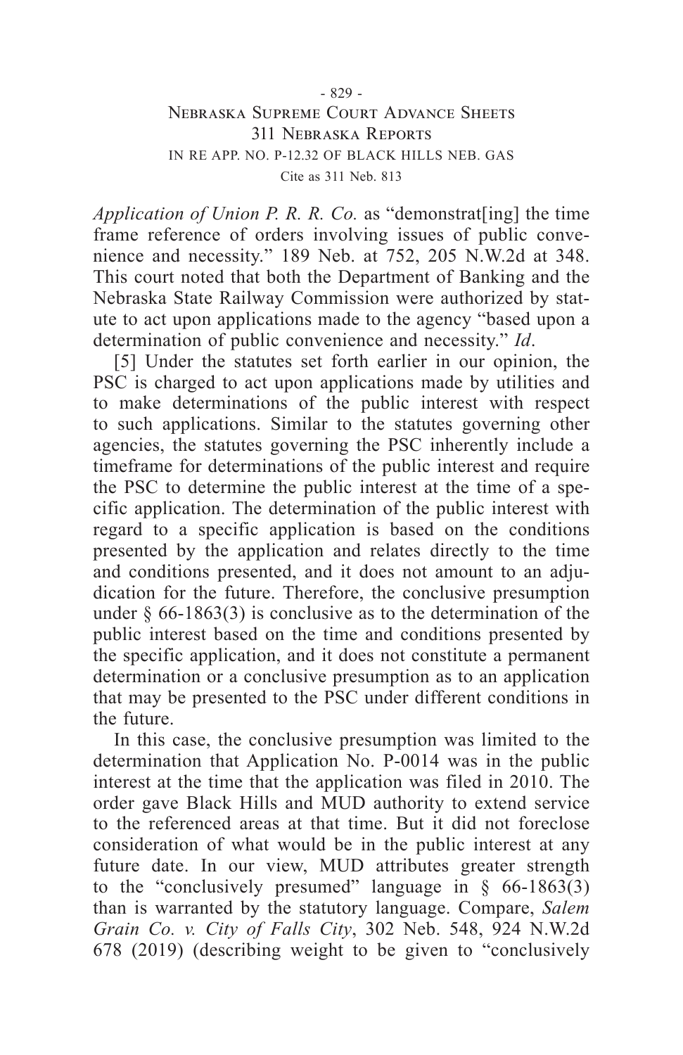*Application of Union P. R. R. Co.* as "demonstrat[ing] the time frame reference of orders involving issues of public convenience and necessity." 189 Neb. at 752, 205 N.W.2d at 348. This court noted that both the Department of Banking and the Nebraska State Railway Commission were authorized by statute to act upon applications made to the agency "based upon a determination of public convenience and necessity." *Id*.

[5] Under the statutes set forth earlier in our opinion, the PSC is charged to act upon applications made by utilities and to make determinations of the public interest with respect to such applications. Similar to the statutes governing other agencies, the statutes governing the PSC inherently include a timeframe for determinations of the public interest and require the PSC to determine the public interest at the time of a specific application. The determination of the public interest with regard to a specific application is based on the conditions presented by the application and relates directly to the time and conditions presented, and it does not amount to an adjudication for the future. Therefore, the conclusive presumption under § 66-1863(3) is conclusive as to the determination of the public interest based on the time and conditions presented by the specific application, and it does not constitute a permanent determination or a conclusive presumption as to an application that may be presented to the PSC under different conditions in the future.

In this case, the conclusive presumption was limited to the determination that Application No. P-0014 was in the public interest at the time that the application was filed in 2010. The order gave Black Hills and MUD authority to extend service to the referenced areas at that time. But it did not foreclose consideration of what would be in the public interest at any future date. In our view, MUD attributes greater strength to the "conclusively presumed" language in § 66-1863(3) than is warranted by the statutory language. Compare, *Salem Grain Co. v. City of Falls City*, 302 Neb. 548, 924 N.W.2d 678 (2019) (describing weight to be given to "conclusively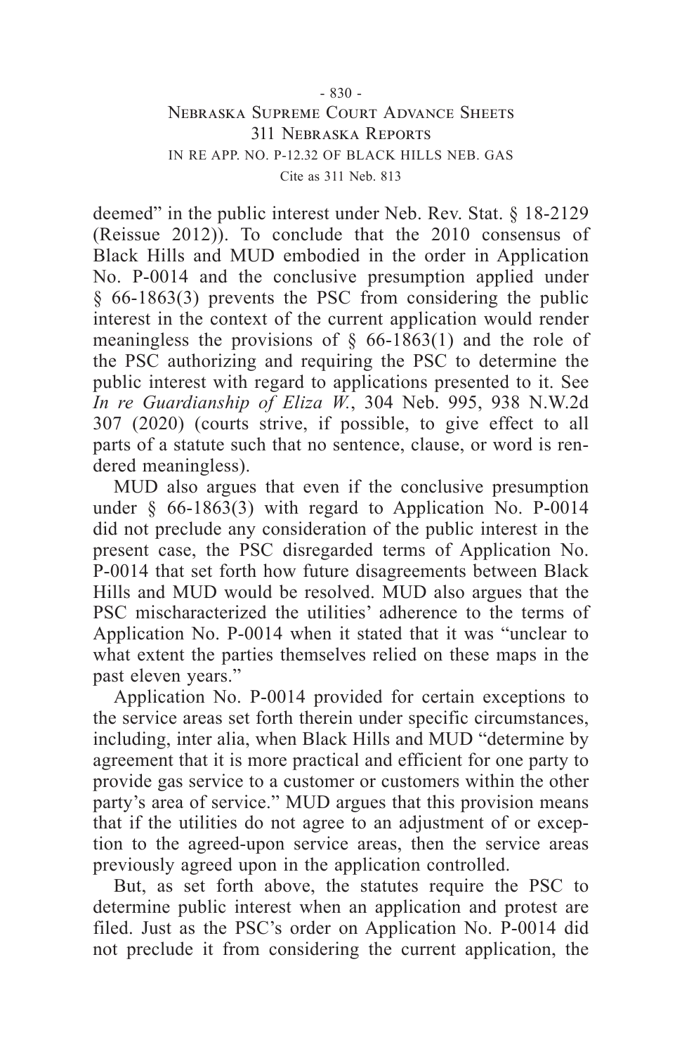deemed" in the public interest under Neb. Rev. Stat. § 18-2129 (Reissue 2012)). To conclude that the 2010 consensus of Black Hills and MUD embodied in the order in Application No. P-0014 and the conclusive presumption applied under § 66-1863(3) prevents the PSC from considering the public interest in the context of the current application would render meaningless the provisions of § 66-1863(1) and the role of the PSC authorizing and requiring the PSC to determine the public interest with regard to applications presented to it. See *In re Guardianship of Eliza W.*, 304 Neb. 995, 938 N.W.2d 307 (2020) (courts strive, if possible, to give effect to all parts of a statute such that no sentence, clause, or word is rendered meaningless).

MUD also argues that even if the conclusive presumption under § 66-1863(3) with regard to Application No. P-0014 did not preclude any consideration of the public interest in the present case, the PSC disregarded terms of Application No. P-0014 that set forth how future disagreements between Black Hills and MUD would be resolved. MUD also argues that the PSC mischaracterized the utilities' adherence to the terms of Application No. P-0014 when it stated that it was "unclear to what extent the parties themselves relied on these maps in the past eleven years."

Application No. P-0014 provided for certain exceptions to the service areas set forth therein under specific circumstances, including, inter alia, when Black Hills and MUD "determine by agreement that it is more practical and efficient for one party to provide gas service to a customer or customers within the other party's area of service." MUD argues that this provision means that if the utilities do not agree to an adjustment of or exception to the agreed-upon service areas, then the service areas previously agreed upon in the application controlled.

But, as set forth above, the statutes require the PSC to determine public interest when an application and protest are filed. Just as the PSC's order on Application No. P-0014 did not preclude it from considering the current application, the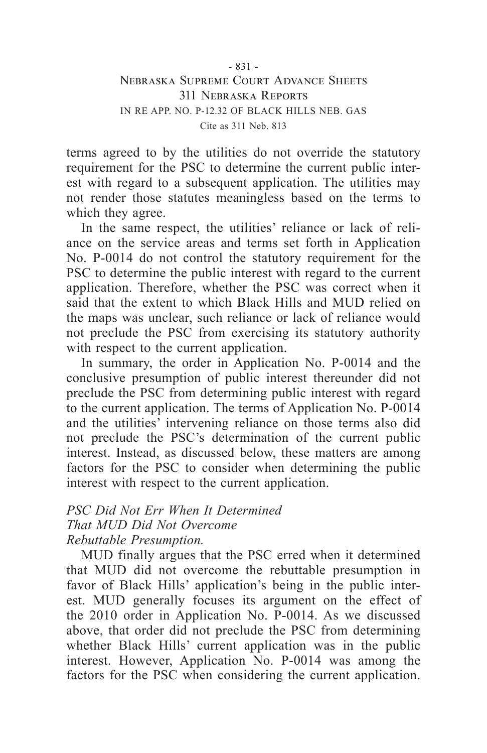terms agreed to by the utilities do not override the statutory requirement for the PSC to determine the current public interest with regard to a subsequent application. The utilities may not render those statutes meaningless based on the terms to which they agree.

In the same respect, the utilities' reliance or lack of reliance on the service areas and terms set forth in Application No. P-0014 do not control the statutory requirement for the PSC to determine the public interest with regard to the current application. Therefore, whether the PSC was correct when it said that the extent to which Black Hills and MUD relied on the maps was unclear, such reliance or lack of reliance would not preclude the PSC from exercising its statutory authority with respect to the current application.

In summary, the order in Application No. P-0014 and the conclusive presumption of public interest thereunder did not preclude the PSC from determining public interest with regard to the current application. The terms of Application No. P-0014 and the utilities' intervening reliance on those terms also did not preclude the PSC's determination of the current public interest. Instead, as discussed below, these matters are among factors for the PSC to consider when determining the public interest with respect to the current application.

*PSC Did Not Err When It Determined That MUD Did Not Overcome Rebuttable Presumption.*

MUD finally argues that the PSC erred when it determined that MUD did not overcome the rebuttable presumption in favor of Black Hills' application's being in the public interest. MUD generally focuses its argument on the effect of the 2010 order in Application No. P-0014. As we discussed above, that order did not preclude the PSC from determining whether Black Hills' current application was in the public interest. However, Application No. P-0014 was among the factors for the PSC when considering the current application.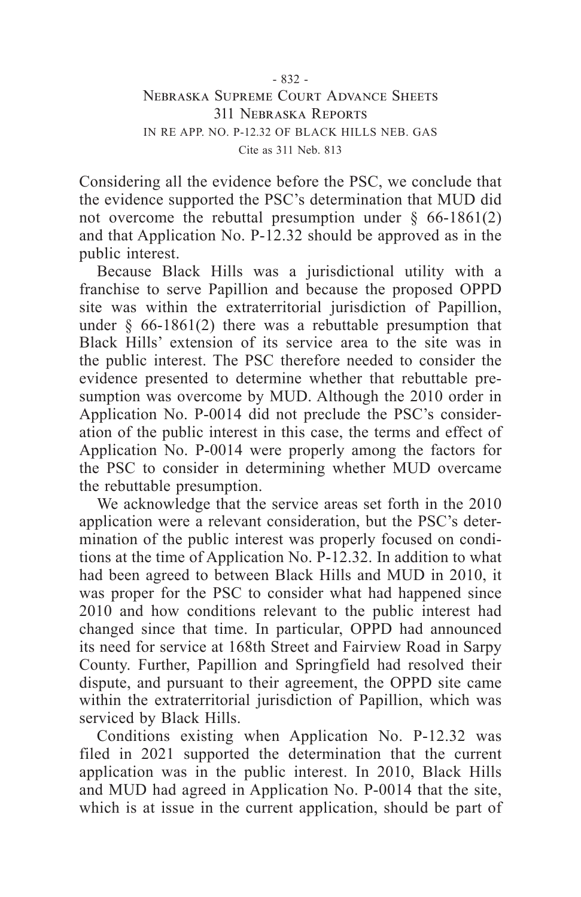Considering all the evidence before the PSC, we conclude that the evidence supported the PSC's determination that MUD did not overcome the rebuttal presumption under § 66-1861(2) and that Application No. P-12.32 should be approved as in the public interest.

Because Black Hills was a jurisdictional utility with a franchise to serve Papillion and because the proposed OPPD site was within the extraterritorial jurisdiction of Papillion, under § 66-1861(2) there was a rebuttable presumption that Black Hills' extension of its service area to the site was in the public interest. The PSC therefore needed to consider the evidence presented to determine whether that rebuttable presumption was overcome by MUD. Although the 2010 order in Application No. P-0014 did not preclude the PSC's consideration of the public interest in this case, the terms and effect of Application No. P-0014 were properly among the factors for the PSC to consider in determining whether MUD overcame the rebuttable presumption.

We acknowledge that the service areas set forth in the 2010 application were a relevant consideration, but the PSC's determination of the public interest was properly focused on conditions at the time of Application No. P-12.32. In addition to what had been agreed to between Black Hills and MUD in 2010, it was proper for the PSC to consider what had happened since 2010 and how conditions relevant to the public interest had changed since that time. In particular, OPPD had announced its need for service at 168th Street and Fairview Road in Sarpy County. Further, Papillion and Springfield had resolved their dispute, and pursuant to their agreement, the OPPD site came within the extraterritorial jurisdiction of Papillion, which was serviced by Black Hills.

Conditions existing when Application No. P-12.32 was filed in 2021 supported the determination that the current application was in the public interest. In 2010, Black Hills and MUD had agreed in Application No. P-0014 that the site, which is at issue in the current application, should be part of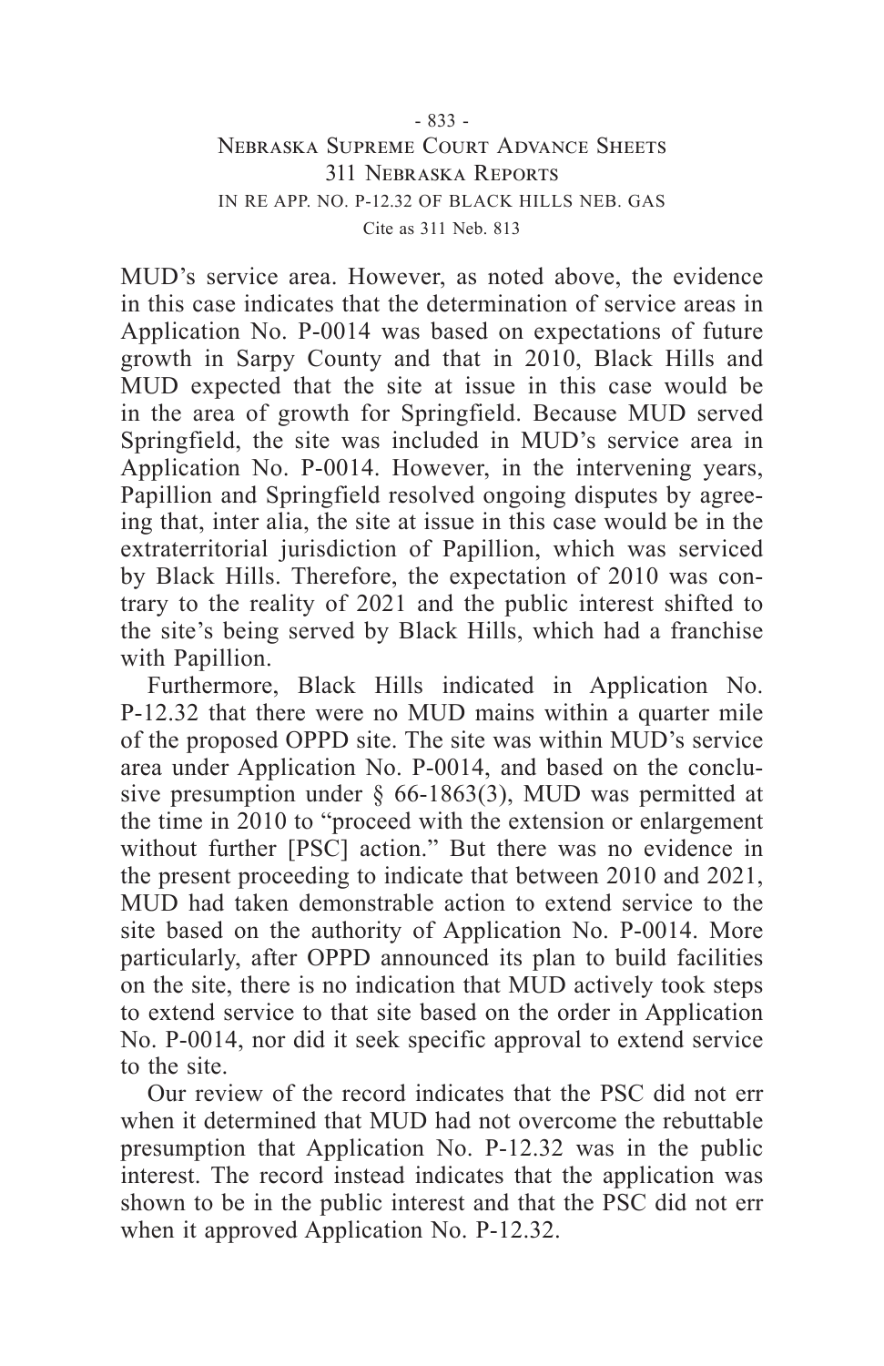MUD's service area. However, as noted above, the evidence in this case indicates that the determination of service areas in Application No. P-0014 was based on expectations of future growth in Sarpy County and that in 2010, Black Hills and MUD expected that the site at issue in this case would be in the area of growth for Springfield. Because MUD served Springfield, the site was included in MUD's service area in Application No. P-0014. However, in the intervening years, Papillion and Springfield resolved ongoing disputes by agreeing that, inter alia, the site at issue in this case would be in the extraterritorial jurisdiction of Papillion, which was serviced by Black Hills. Therefore, the expectation of 2010 was contrary to the reality of 2021 and the public interest shifted to the site's being served by Black Hills, which had a franchise with Papillion.

Furthermore, Black Hills indicated in Application No. P-12.32 that there were no MUD mains within a quarter mile of the proposed OPPD site. The site was within MUD's service area under Application No. P-0014, and based on the conclusive presumption under § 66-1863(3), MUD was permitted at the time in 2010 to "proceed with the extension or enlargement without further [PSC] action." But there was no evidence in the present proceeding to indicate that between 2010 and 2021, MUD had taken demonstrable action to extend service to the site based on the authority of Application No. P-0014. More particularly, after OPPD announced its plan to build facilities on the site, there is no indication that MUD actively took steps to extend service to that site based on the order in Application No. P-0014, nor did it seek specific approval to extend service to the site.

Our review of the record indicates that the PSC did not err when it determined that MUD had not overcome the rebuttable presumption that Application No. P-12.32 was in the public interest. The record instead indicates that the application was shown to be in the public interest and that the PSC did not err when it approved Application No. P-12.32.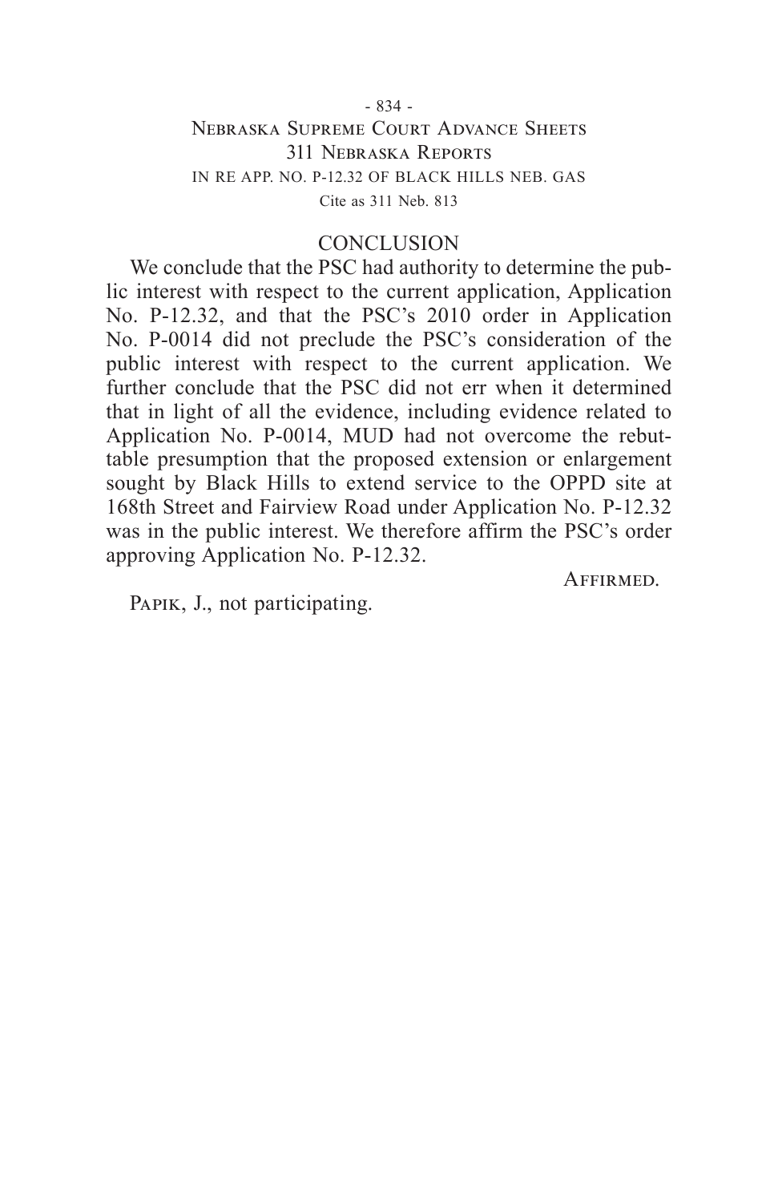## CONCLUSION

We conclude that the PSC had authority to determine the public interest with respect to the current application, Application No. P-12.32, and that the PSC's 2010 order in Application No. P-0014 did not preclude the PSC's consideration of the public interest with respect to the current application. We further conclude that the PSC did not err when it determined that in light of all the evidence, including evidence related to Application No. P-0014, MUD had not overcome the rebuttable presumption that the proposed extension or enlargement sought by Black Hills to extend service to the OPPD site at 168th Street and Fairview Road under Application No. P-12.32 was in the public interest. We therefore affirm the PSC's order approving Application No. P-12.32.

Affirmed.

Papik, J., not participating.